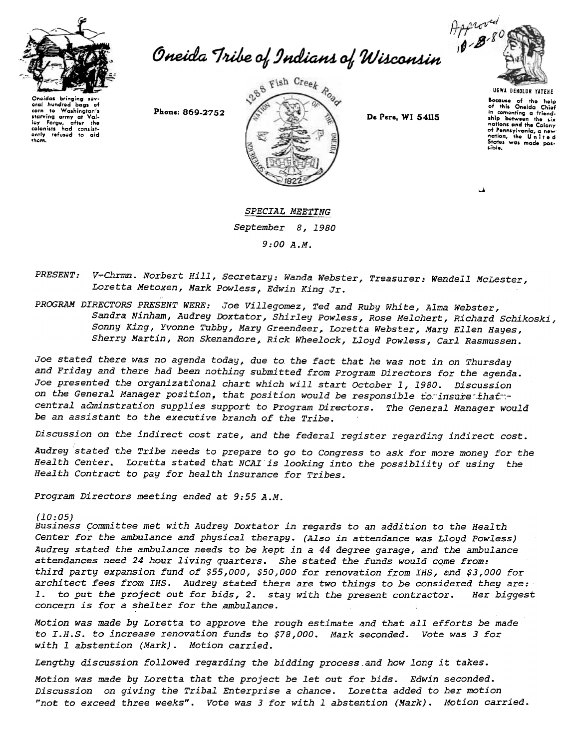Approved 10-8-80

Oneidas bringing several hundred bags of corn to Washington's starving army at Valley Forge, after the colonists had consistently refused to aid them.

# Oneida Tribe of Indians of Wisconsin

Phone: 869-2752

1288 Fish Creek Road

De Pere, WI 54115

UGWA DEHOLUH YATEHE

Because of the help of this Oneida Chief in cementing a friendship between the six nations and the Colony of Pennsylvania, a new nation, the United States was made possible.

*SPECIAL MEETING*

*September 8, 1980*

*9:00 A.M.*

*PRESENT: V-Chrmn. Norbert Hill, Secretary: Wanda Webster, Treasurer: Wendell McLester, Loretta Metoxen, Mark Powless, Edwin King Jr.*

*PROGRAM DIRECTORS PRESENT WERE: Joe Villegomez, Ted and Ruby White, Alma Webster, Sandra Ninham, Audrey Doxtator, Shirley Powless, Rose Melchert, Richard Schikoski, Sonny King, Yvonne Tubby, Mary Greendeer, Loretta Webster, Mary Ellen Hayes, Sherry Martin, Ron Skenandore, Rick Wheelock, Lloyd Powless, Carl Rasmussen.*

*Joe stated there was no agenda today, due to the fact that he was not in on Thursday and Friday and there had been nothing submitted from Program Directors for the agenda. Joe presented the organizational chart which will start October 1, 1980. Discussion on the General Manager position, that position would be responsible to insure that central adminstration supplies support to Program Directors. The General Manager would be an assistant to the executive branch of the Tribe.*

*Discussion on the indirect cost rate, and the federal register regarding indirect cost.*

*Audrey stated the Tribe needs to prepare to go to Congress to ask for more money for the Health Center. Loretta stated that NCAI is looking into the possibliity of using the Health Contract to pay for health insurance for Tribes.*

*Program Directors meeting ended at 9:55 A.M.*

*(10:05)*
*Business Committee met with Audrey Doxtator in regards to an addition to the Health Center for the ambulance and physical therapy. (Also in attendance was Lloyd Powless) Audrey stated the ambulance needs to be kept in a 44 degree garage, and the ambulance attendances need 24 hour living quarters. She stated the funds would come from: third party expansion fund of $55,000, $50,000 for renovation from IHS, and $3,000 for architect fees from IHS. Audrey stated there are two things to be considered they are: 1. to put the project out for bids, 2. stay with the present contractor. Her biggest concern is for a shelter for the ambulance.*

*Motion was made by Loretta to approve the rough estimate and that all efforts be made to I.H.S. to increase renovation funds to $78,000. Mark seconded. Vote was 3 for with 1 abstention (Mark). Motion carried.*

*Lengthy discussion followed regarding the bidding process and how long it takes.*

*Motion was made by Loretta that the project be let out for bids. Edwin seconded. Discussion on giving the Tribal Enterprise a chance. Loretta added to her motion "not to exceed three weeks". Vote was 3 for with 1 abstention (Mark). Motion carried.*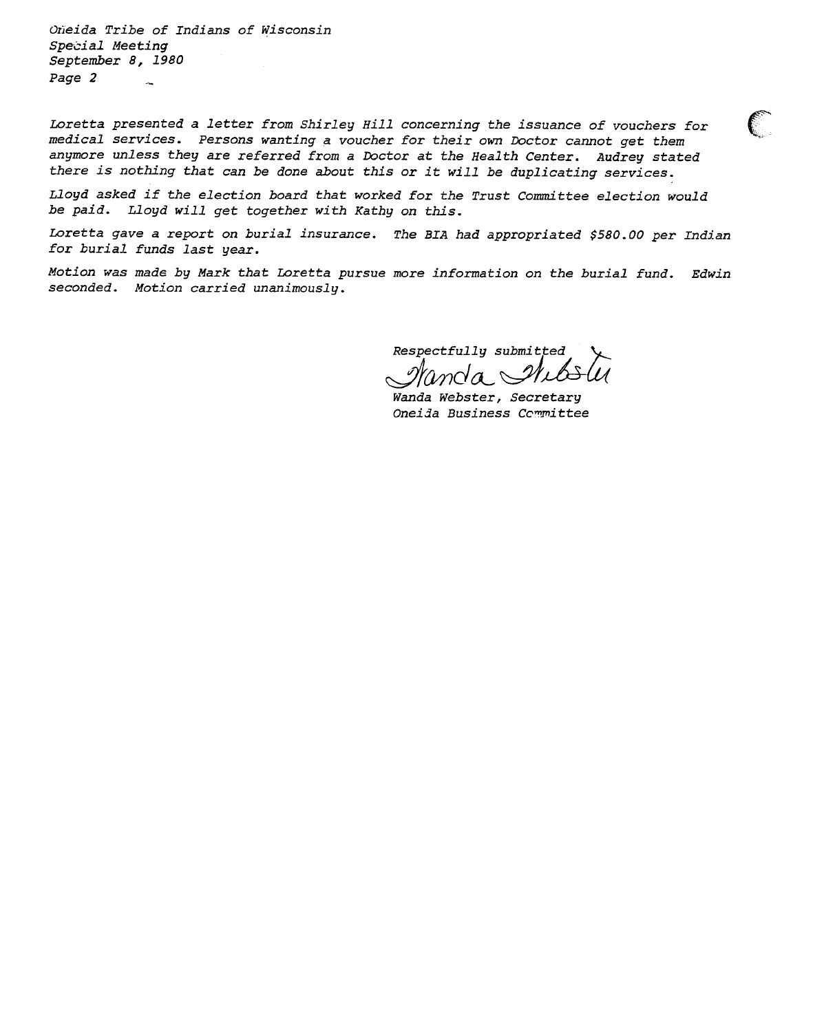*Loretta presented a letter from Shirley Hill concerning the issuance of vouchers for medical services. Persons wanting a voucher for their own Doctor cannot get them anymore unless they are referred from a Doctor at the Health Center. Audrey stated there is nothing that can be done about this or it will be duplicating services.*

*Lloyd asked if the election board that worked for the Trust Committee election would be paid. Lloyd will get together with Kathy on this.*

*Loretta gave a report on burial insurance. The BIA had appropriated $580.00 per Indian for burial funds last year.*

*Motion was made by Mark that Loretta pursue more information on the burial fund. Edwin seconded. Motion carried unanimously.*

*Respectfully submitted*

*Wanda Webster*

*Wanda Webster, Secretary*
*Oneida Business Committee*